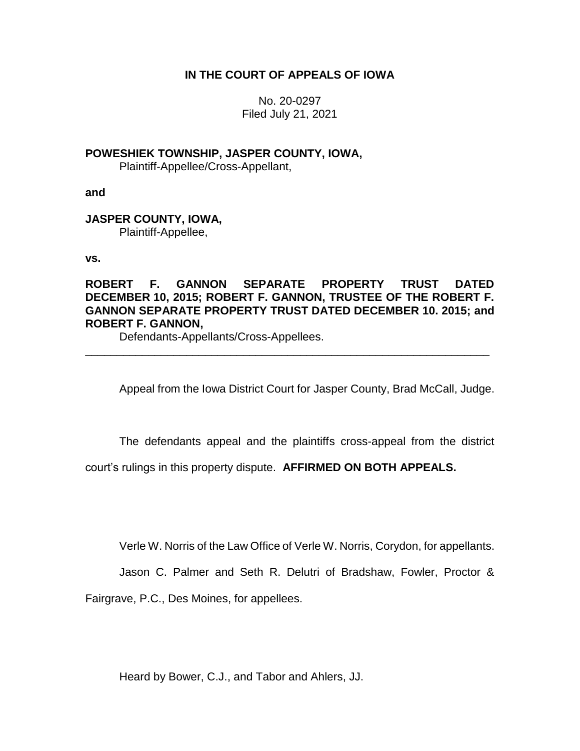**IN THE COURT OF APPEALS OF IOWA**

No. 20-0297
Filed July 21, 2021

**POWESHIEK TOWNSHIP, JASPER COUNTY, IOWA,**
Plaintiff-Appellee/Cross-Appellant,

**and**

**JASPER COUNTY, IOWA,**
Plaintiff-Appellee,

**vs.**

**ROBERT F. GANNON SEPARATE PROPERTY TRUST DATED DECEMBER 10, 2015; ROBERT F. GANNON, TRUSTEE OF THE ROBERT F. GANNON SEPARATE PROPERTY TRUST DATED DECEMBER 10. 2015; and ROBERT F. GANNON,**
Defendants-Appellants/Cross-Appellees.

---

Appeal from the Iowa District Court for Jasper County, Brad McCall, Judge.

The defendants appeal and the plaintiffs cross-appeal from the district court's rulings in this property dispute. **AFFIRMED ON BOTH APPEALS.**

Verle W. Norris of the Law Office of Verle W. Norris, Corydon, for appellants.

Jason C. Palmer and Seth R. Delutri of Bradshaw, Fowler, Proctor & Fairgrave, P.C., Des Moines, for appellees.

Heard by Bower, C.J., and Tabor and Ahlers, JJ.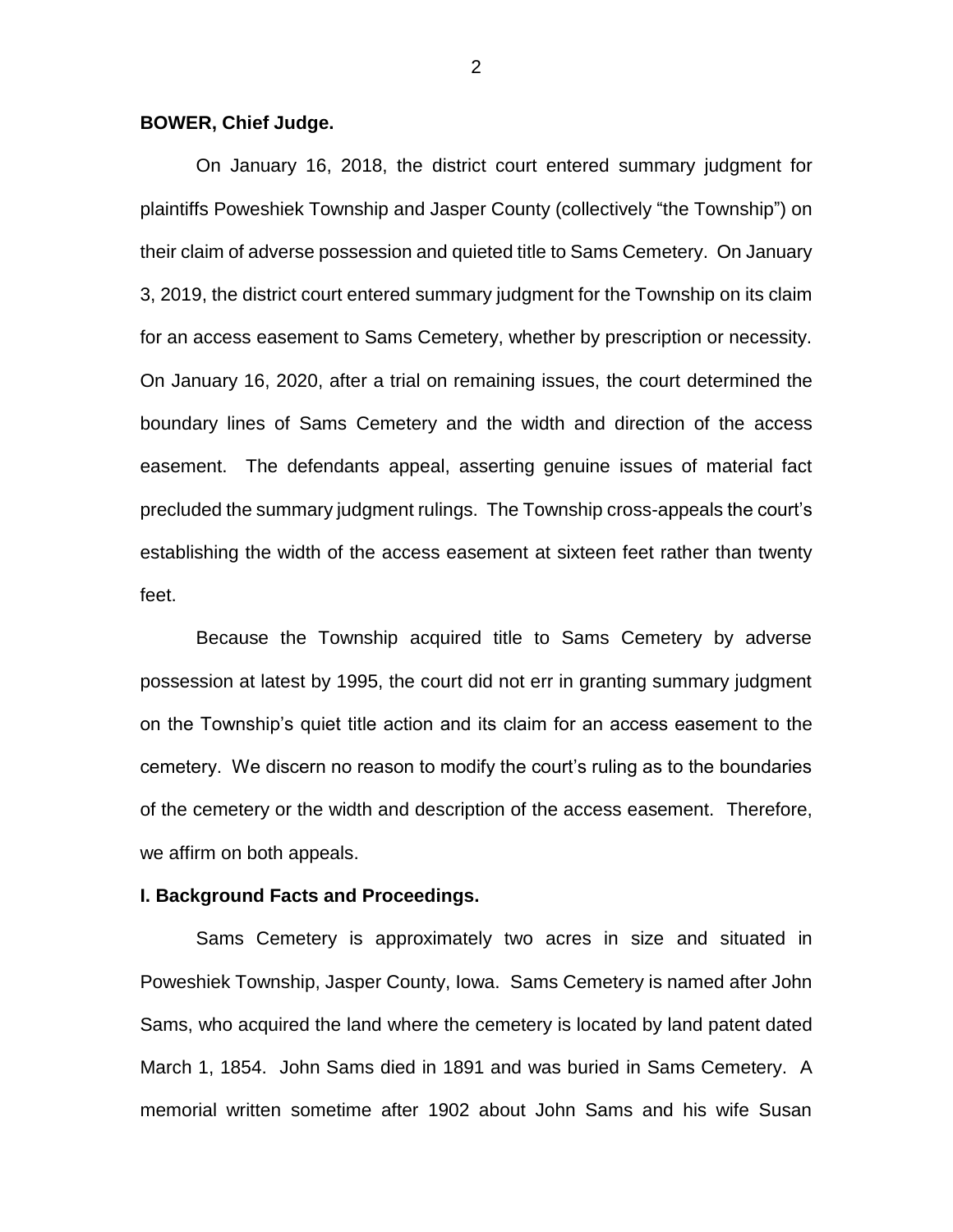**BOWER, Chief Judge.**

On January 16, 2018, the district court entered summary judgment for plaintiffs Poweshiek Township and Jasper County (collectively "the Township") on their claim of adverse possession and quieted title to Sams Cemetery. On January 3, 2019, the district court entered summary judgment for the Township on its claim for an access easement to Sams Cemetery, whether by prescription or necessity. On January 16, 2020, after a trial on remaining issues, the court determined the boundary lines of Sams Cemetery and the width and direction of the access easement. The defendants appeal, asserting genuine issues of material fact precluded the summary judgment rulings. The Township cross-appeals the court's establishing the width of the access easement at sixteen feet rather than twenty feet.

Because the Township acquired title to Sams Cemetery by adverse possession at latest by 1995, the court did not err in granting summary judgment on the Township's quiet title action and its claim for an access easement to the cemetery. We discern no reason to modify the court's ruling as to the boundaries of the cemetery or the width and description of the access easement. Therefore, we affirm on both appeals.

## I. Background Facts and Proceedings.

Sams Cemetery is approximately two acres in size and situated in Poweshiek Township, Jasper County, Iowa. Sams Cemetery is named after John Sams, who acquired the land where the cemetery is located by land patent dated March 1, 1854. John Sams died in 1891 and was buried in Sams Cemetery. A memorial written sometime after 1902 about John Sams and his wife Susan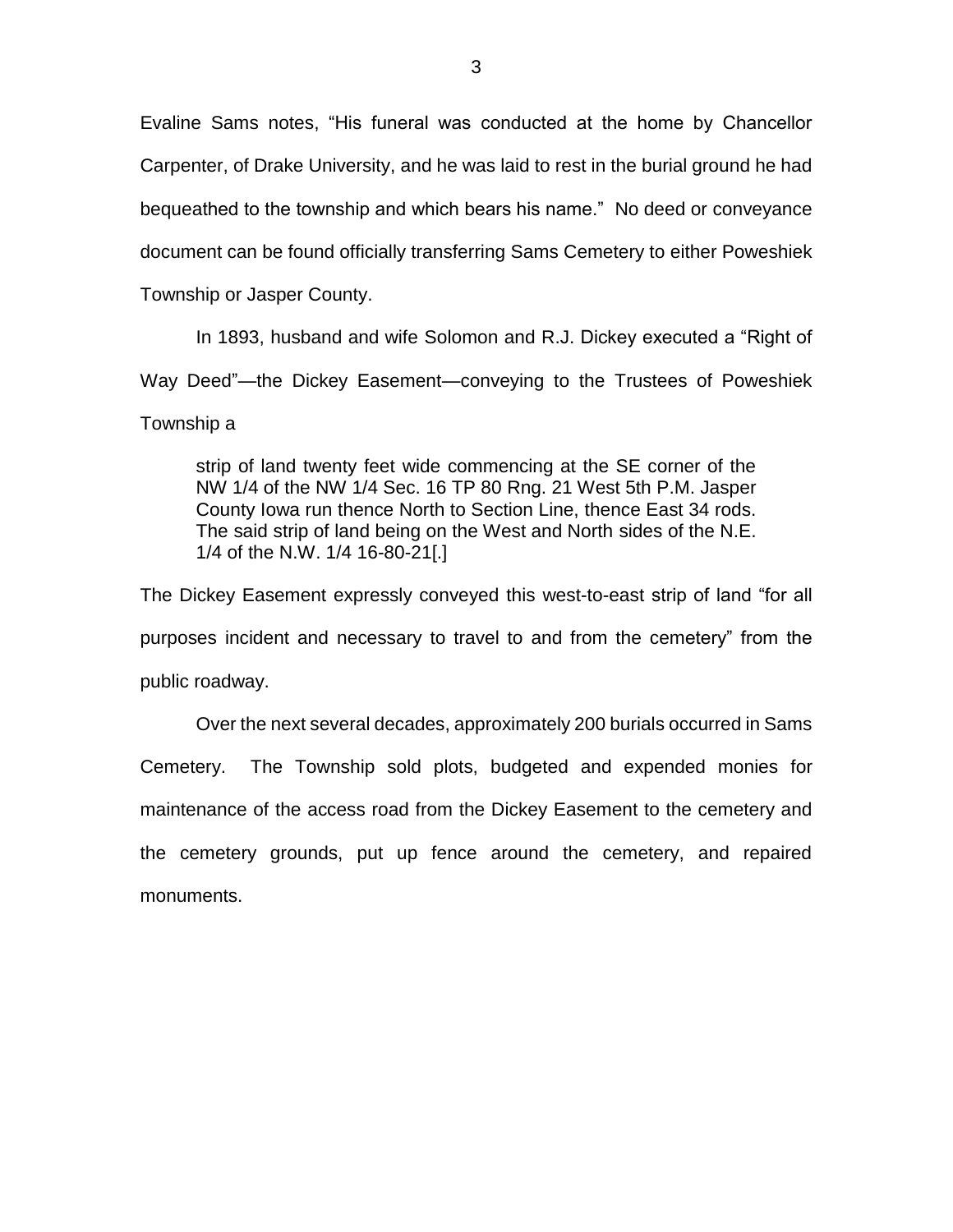Evaline Sams notes, "His funeral was conducted at the home by Chancellor Carpenter, of Drake University, and he was laid to rest in the burial ground he had bequeathed to the township and which bears his name." No deed or conveyance document can be found officially transferring Sams Cemetery to either Poweshiek Township or Jasper County.

In 1893, husband and wife Solomon and R.J. Dickey executed a "Right of Way Deed"—the Dickey Easement—conveying to the Trustees of Poweshiek Township a

> strip of land twenty feet wide commencing at the SE corner of the NW 1/4 of the NW 1/4 Sec. 16 TP 80 Rng. 21 West 5th P.M. Jasper County Iowa run thence North to Section Line, thence East 34 rods. The said strip of land being on the West and North sides of the N.E. 1/4 of the N.W. 1/4 16-80-21[.]

The Dickey Easement expressly conveyed this west-to-east strip of land "for all purposes incident and necessary to travel to and from the cemetery" from the public roadway.

Over the next several decades, approximately 200 burials occurred in Sams Cemetery. The Township sold plots, budgeted and expended monies for maintenance of the access road from the Dickey Easement to the cemetery and the cemetery grounds, put up fence around the cemetery, and repaired monuments.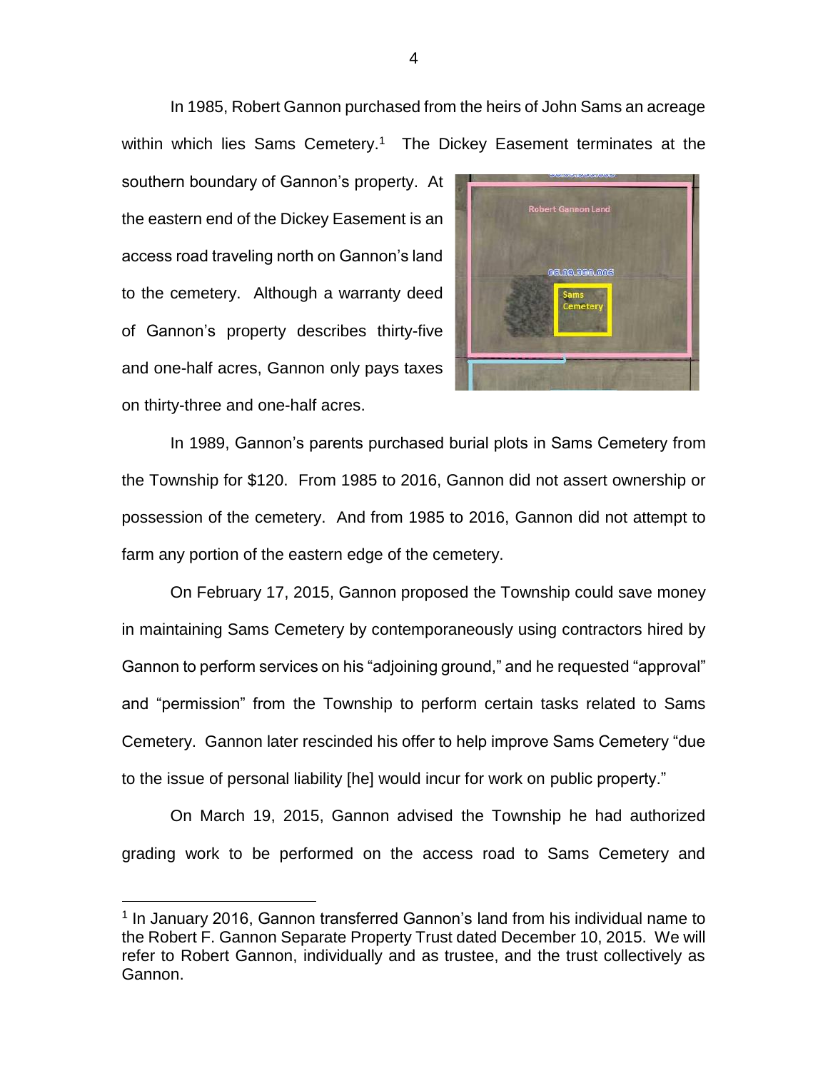In 1985, Robert Gannon purchased from the heirs of John Sams an acreage within which lies Sams Cemetery.[1] The Dickey Easement terminates at the southern boundary of Gannon's property. At the eastern end of the Dickey Easement is an access road traveling north on Gannon's land to the cemetery. Although a warranty deed of Gannon's property describes thirty-five and one-half acres, Gannon only pays taxes on thirty-three and one-half acres.

In 1989, Gannon's parents purchased burial plots in Sams Cemetery from the Township for $120. From 1985 to 2016, Gannon did not assert ownership or possession of the cemetery. And from 1985 to 2016, Gannon did not attempt to farm any portion of the eastern edge of the cemetery.

On February 17, 2015, Gannon proposed the Township could save money in maintaining Sams Cemetery by contemporaneously using contractors hired by Gannon to perform services on his "adjoining ground," and he requested "approval" and "permission" from the Township to perform certain tasks related to Sams Cemetery. Gannon later rescinded his offer to help improve Sams Cemetery "due to the issue of personal liability [he] would incur for work on public property."

On March 19, 2015, Gannon advised the Township he had authorized grading work to be performed on the access road to Sams Cemetery and

[1] In January 2016, Gannon transferred Gannon's land from his individual name to the Robert F. Gannon Separate Property Trust dated December 10, 2015. We will refer to Robert Gannon, individually and as trustee, and the trust collectively as Gannon.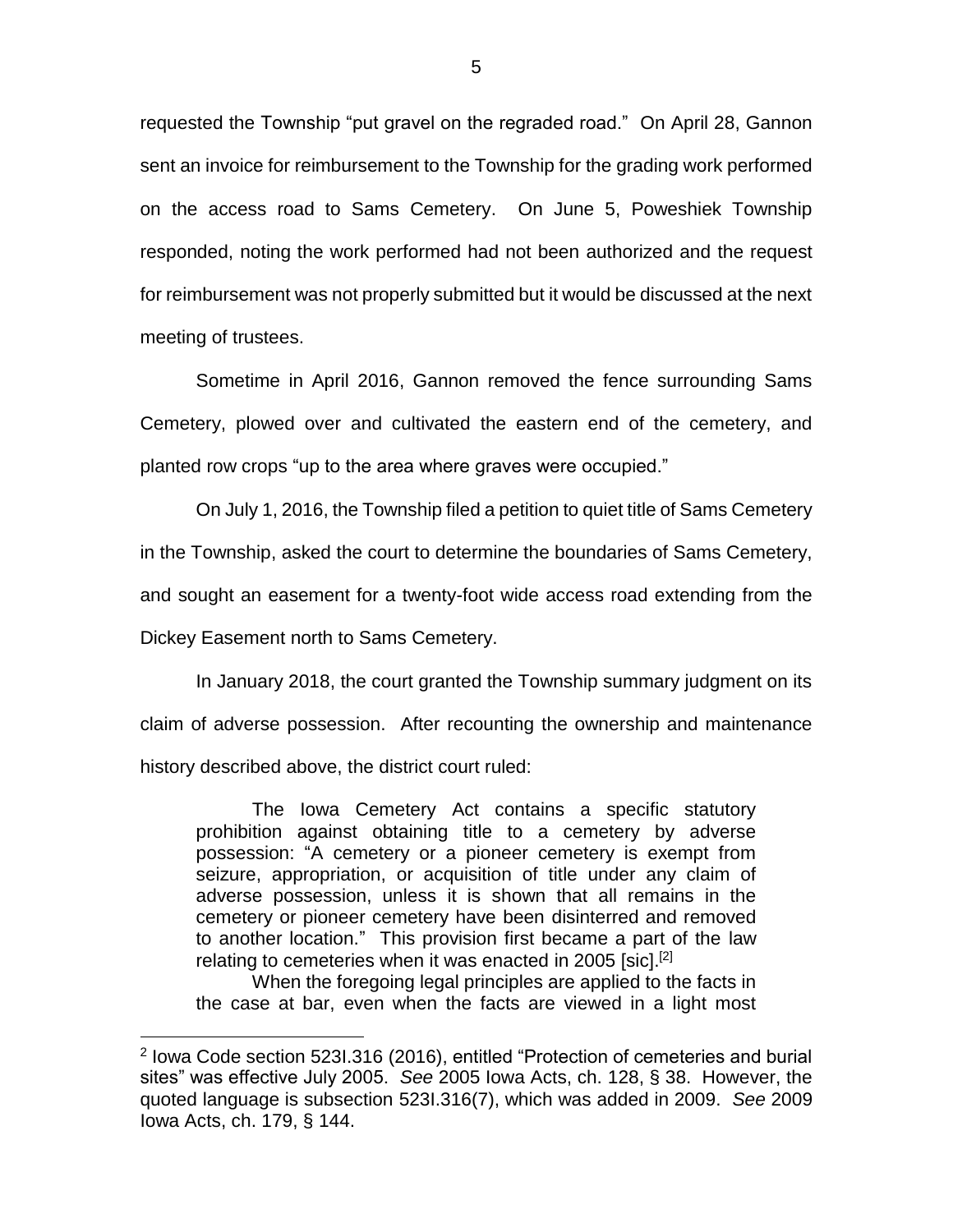requested the Township "put gravel on the regraded road." On April 28, Gannon sent an invoice for reimbursement to the Township for the grading work performed on the access road to Sams Cemetery. On June 5, Poweshiek Township responded, noting the work performed had not been authorized and the request for reimbursement was not properly submitted but it would be discussed at the next meeting of trustees.

Sometime in April 2016, Gannon removed the fence surrounding Sams Cemetery, plowed over and cultivated the eastern end of the cemetery, and planted row crops "up to the area where graves were occupied."

On July 1, 2016, the Township filed a petition to quiet title of Sams Cemetery in the Township, asked the court to determine the boundaries of Sams Cemetery, and sought an easement for a twenty-foot wide access road extending from the Dickey Easement north to Sams Cemetery.

In January 2018, the court granted the Township summary judgment on its claim of adverse possession. After recounting the ownership and maintenance history described above, the district court ruled:

> The Iowa Cemetery Act contains a specific statutory prohibition against obtaining title to a cemetery by adverse possession: "A cemetery or a pioneer cemetery is exempt from seizure, appropriation, or acquisition of title under any claim of adverse possession, unless it is shown that all remains in the cemetery or pioneer cemetery have been disinterred and removed to another location." This provision first became a part of the law relating to cemeteries when it was enacted in 2005 [sic].[2]
>
> When the foregoing legal principles are applied to the facts in the case at bar, even when the facts are viewed in a light most

[2] Iowa Code section 523I.316 (2016), entitled "Protection of cemeteries and burial sites" was effective July 2005. *See* 2005 Iowa Acts, ch. 128, § 38. However, the quoted language is subsection 523I.316(7), which was added in 2009. *See* 2009 Iowa Acts, ch. 179, § 144.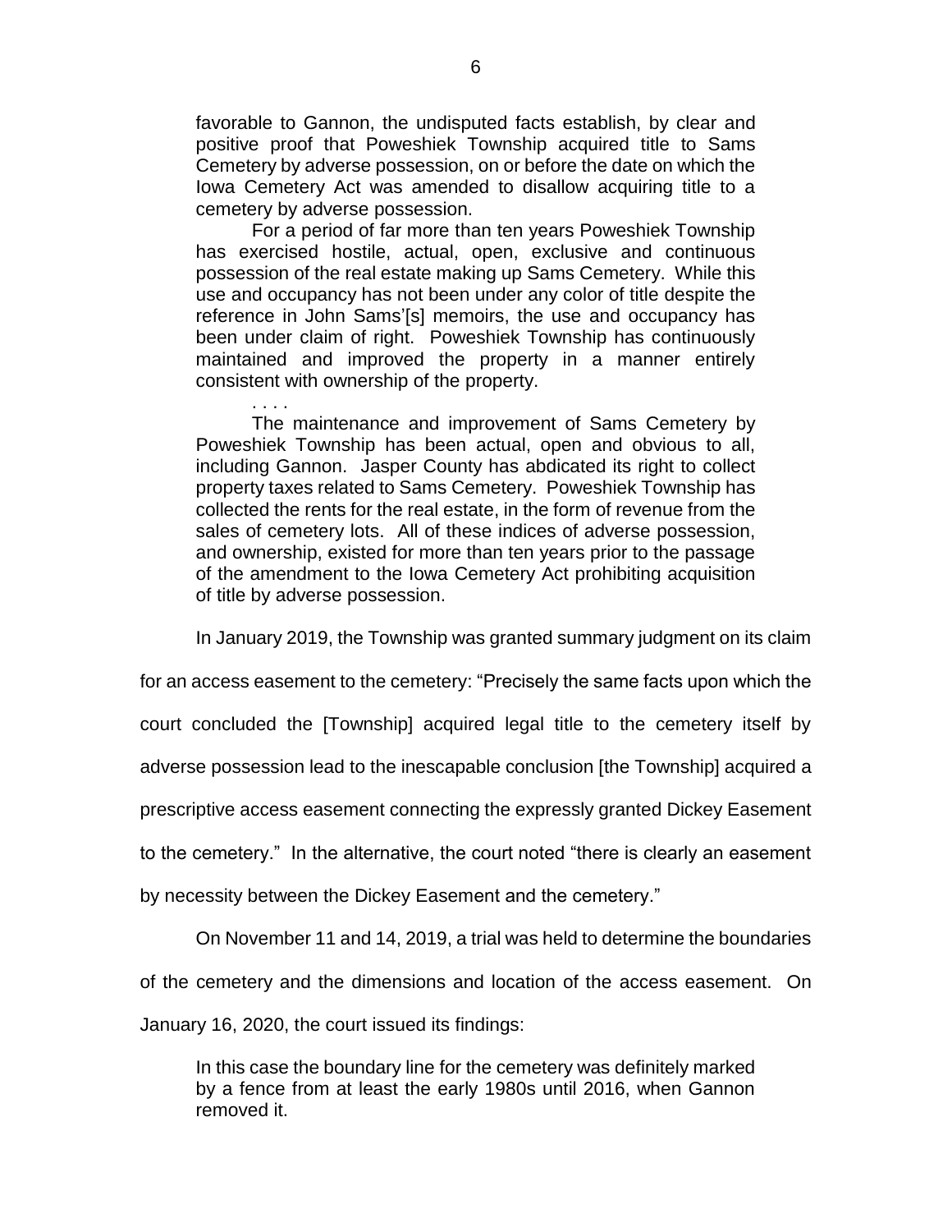> favorable to Gannon, the undisputed facts establish, by clear and positive proof that Poweshiek Township acquired title to Sams Cemetery by adverse possession, on or before the date on which the Iowa Cemetery Act was amended to disallow acquiring title to a cemetery by adverse possession.
>
> For a period of far more than ten years Poweshiek Township has exercised hostile, actual, open, exclusive and continuous possession of the real estate making up Sams Cemetery. While this use and occupancy has not been under any color of title despite the reference in John Sams'[s] memoirs, the use and occupancy has been under claim of right. Poweshiek Township has continuously maintained and improved the property in a manner entirely consistent with ownership of the property.
>
> . . . .
>
> The maintenance and improvement of Sams Cemetery by Poweshiek Township has been actual, open and obvious to all, including Gannon. Jasper County has abdicated its right to collect property taxes related to Sams Cemetery. Poweshiek Township has collected the rents for the real estate, in the form of revenue from the sales of cemetery lots. All of these indices of adverse possession, and ownership, existed for more than ten years prior to the passage of the amendment to the Iowa Cemetery Act prohibiting acquisition of title by adverse possession.

In January 2019, the Township was granted summary judgment on its claim for an access easement to the cemetery: "Precisely the same facts upon which the court concluded the [Township] acquired legal title to the cemetery itself by adverse possession lead to the inescapable conclusion [the Township] acquired a prescriptive access easement connecting the expressly granted Dickey Easement to the cemetery." In the alternative, the court noted "there is clearly an easement by necessity between the Dickey Easement and the cemetery."

On November 11 and 14, 2019, a trial was held to determine the boundaries of the cemetery and the dimensions and location of the access easement. On January 16, 2020, the court issued its findings:

> In this case the boundary line for the cemetery was definitely marked by a fence from at least the early 1980s until 2016, when Gannon removed it.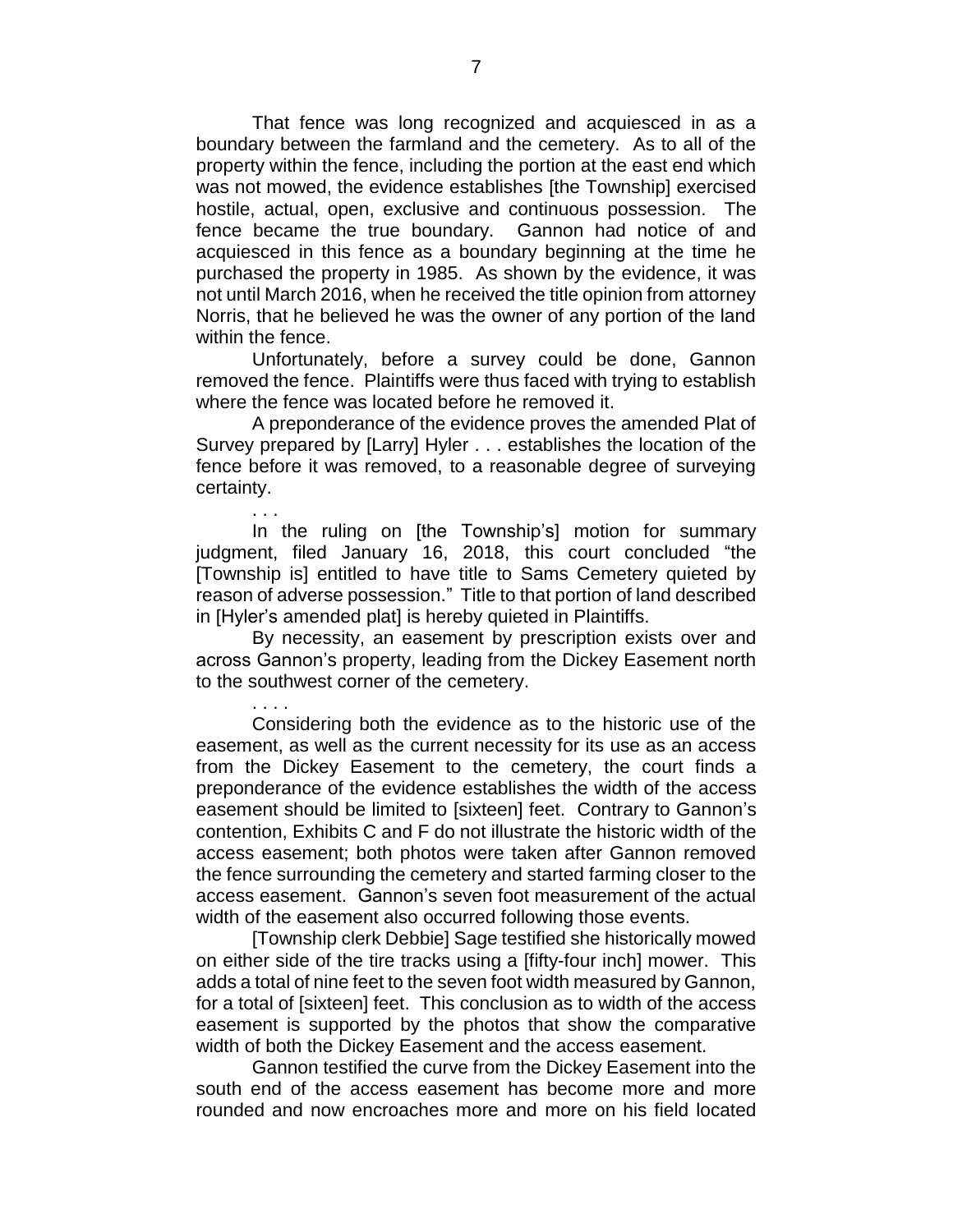That fence was long recognized and acquiesced in as a boundary between the farmland and the cemetery. As to all of the property within the fence, including the portion at the east end which was not mowed, the evidence establishes [the Township] exercised hostile, actual, open, exclusive and continuous possession. The fence became the true boundary. Gannon had notice of and acquiesced in this fence as a boundary beginning at the time he purchased the property in 1985. As shown by the evidence, it was not until March 2016, when he received the title opinion from attorney Norris, that he believed he was the owner of any portion of the land within the fence.

Unfortunately, before a survey could be done, Gannon removed the fence. Plaintiffs were thus faced with trying to establish where the fence was located before he removed it.

A preponderance of the evidence proves the amended Plat of Survey prepared by [Larry] Hyler . . . establishes the location of the fence before it was removed, to a reasonable degree of surveying certainty.

. . .

In the ruling on [the Township's] motion for summary judgment, filed January 16, 2018, this court concluded "the [Township is] entitled to have title to Sams Cemetery quieted by reason of adverse possession." Title to that portion of land described in [Hyler's amended plat] is hereby quieted in Plaintiffs.

By necessity, an easement by prescription exists over and across Gannon's property, leading from the Dickey Easement north to the southwest corner of the cemetery.

. . . .

Considering both the evidence as to the historic use of the easement, as well as the current necessity for its use as an access from the Dickey Easement to the cemetery, the court finds a preponderance of the evidence establishes the width of the access easement should be limited to [sixteen] feet. Contrary to Gannon's contention, Exhibits C and F do not illustrate the historic width of the access easement; both photos were taken after Gannon removed the fence surrounding the cemetery and started farming closer to the access easement. Gannon's seven foot measurement of the actual width of the easement also occurred following those events.

[Township clerk Debbie] Sage testified she historically mowed on either side of the tire tracks using a [fifty-four inch] mower. This adds a total of nine feet to the seven foot width measured by Gannon, for a total of [sixteen] feet. This conclusion as to width of the access easement is supported by the photos that show the comparative width of both the Dickey Easement and the access easement.

Gannon testified the curve from the Dickey Easement into the south end of the access easement has become more and more rounded and now encroaches more and more on his field located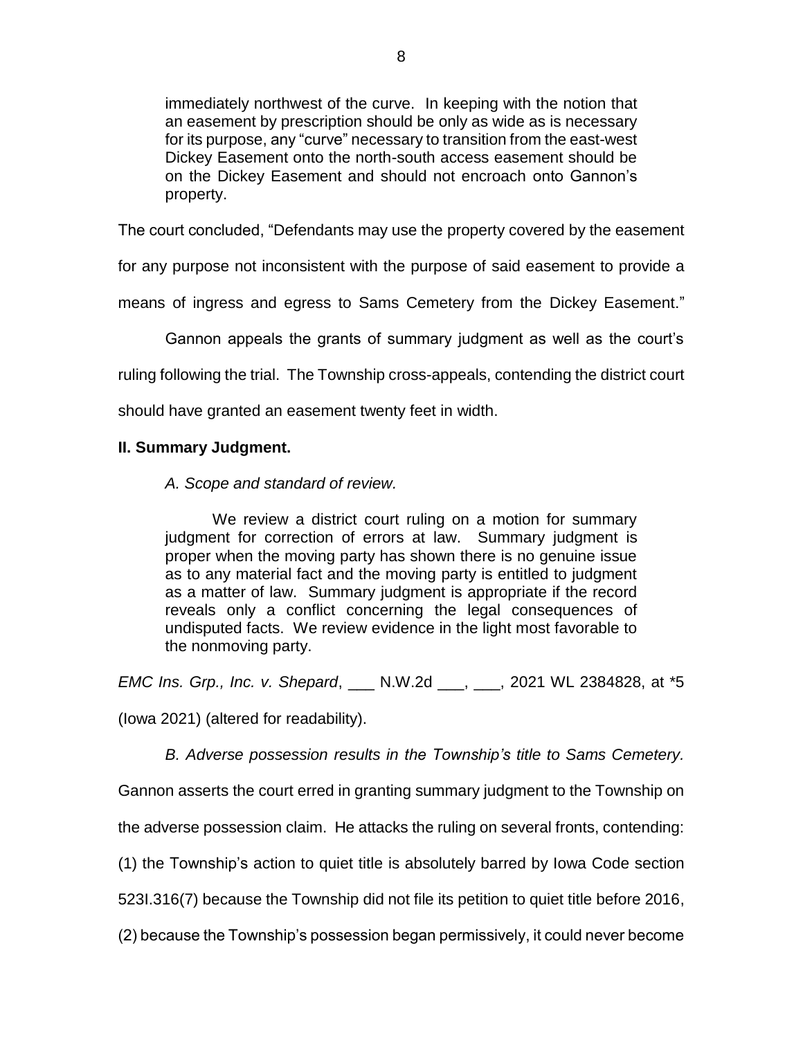> immediately northwest of the curve. In keeping with the notion that an easement by prescription should be only as wide as is necessary for its purpose, any "curve" necessary to transition from the east-west Dickey Easement onto the north-south access easement should be on the Dickey Easement and should not encroach onto Gannon's property.

The court concluded, "Defendants may use the property covered by the easement for any purpose not inconsistent with the purpose of said easement to provide a means of ingress and egress to Sams Cemetery from the Dickey Easement."

Gannon appeals the grants of summary judgment as well as the court's ruling following the trial. The Township cross-appeals, contending the district court should have granted an easement twenty feet in width.

## II. Summary Judgment.

### *A. Scope and standard of review.*

> We review a district court ruling on a motion for summary judgment for correction of errors at law. Summary judgment is proper when the moving party has shown there is no genuine issue as to any material fact and the moving party is entitled to judgment as a matter of law. Summary judgment is appropriate if the record reveals only a conflict concerning the legal consequences of undisputed facts. We review evidence in the light most favorable to the nonmoving party.

*EMC Ins. Grp., Inc. v. Shepard*, ___ N.W.2d ___, ___, 2021 WL 2384828, at *5 (Iowa 2021) (altered for readability).

*B. Adverse possession results in the Township's title to Sams Cemetery.* Gannon asserts the court erred in granting summary judgment to the Township on the adverse possession claim. He attacks the ruling on several fronts, contending: (1) the Township's action to quiet title is absolutely barred by Iowa Code section 523I.316(7) because the Township did not file its petition to quiet title before 2016, (2) because the Township's possession began permissively, it could never become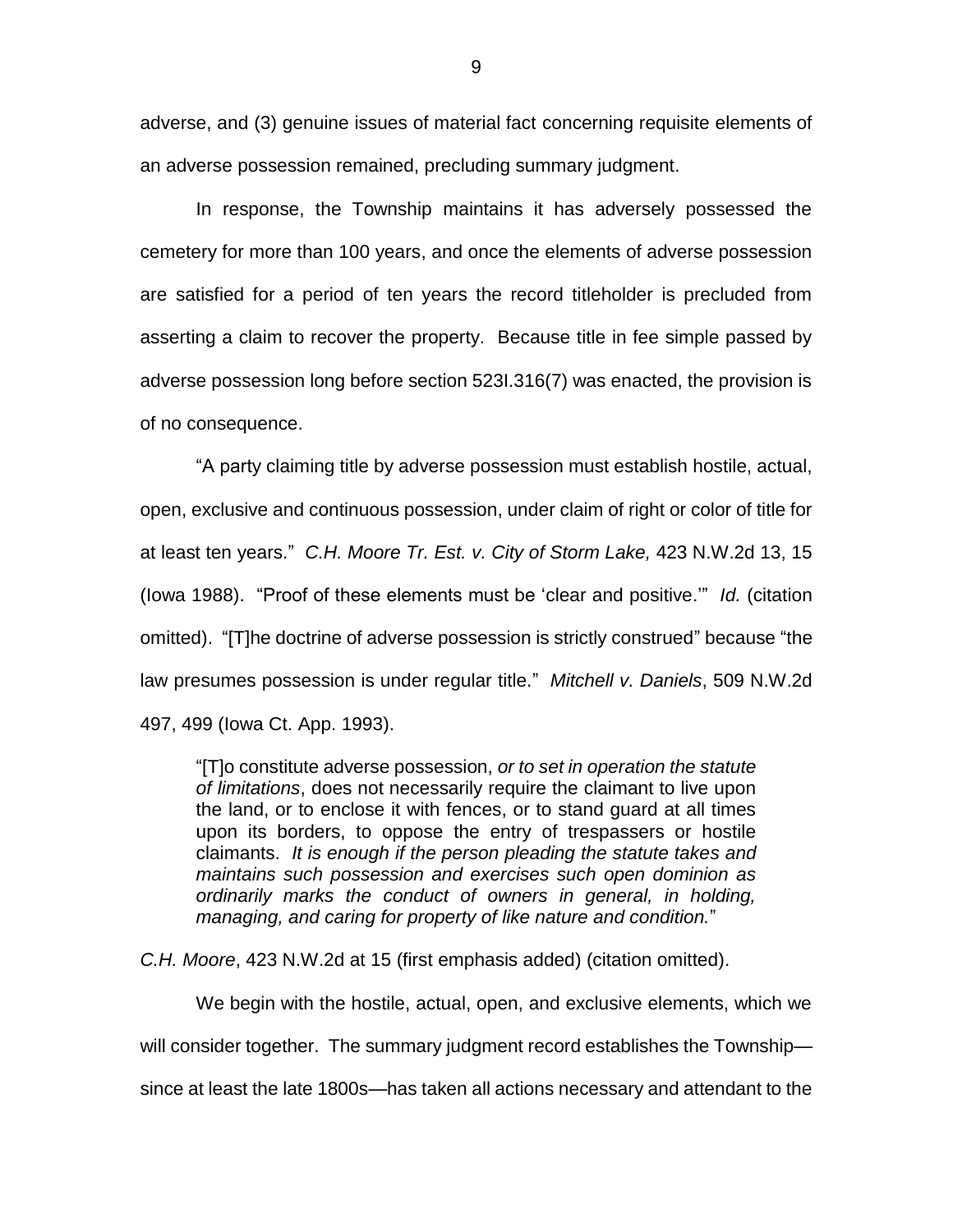adverse, and (3) genuine issues of material fact concerning requisite elements of an adverse possession remained, precluding summary judgment.

In response, the Township maintains it has adversely possessed the cemetery for more than 100 years, and once the elements of adverse possession are satisfied for a period of ten years the record titleholder is precluded from asserting a claim to recover the property. Because title in fee simple passed by adverse possession long before section 523I.316(7) was enacted, the provision is of no consequence.

"A party claiming title by adverse possession must establish hostile, actual, open, exclusive and continuous possession, under claim of right or color of title for at least ten years." *C.H. Moore Tr. Est. v. City of Storm Lake,* 423 N.W.2d 13, 15 (Iowa 1988). "Proof of these elements must be 'clear and positive.'" *Id.* (citation omitted). "[T]he doctrine of adverse possession is strictly construed" because "the law presumes possession is under regular title." *Mitchell v. Daniels*, 509 N.W.2d 497, 499 (Iowa Ct. App. 1993).

> "[T]o constitute adverse possession, *or to set in operation the statute of limitations*, does not necessarily require the claimant to live upon the land, or to enclose it with fences, or to stand guard at all times upon its borders, to oppose the entry of trespassers or hostile claimants. *It is enough if the person pleading the statute takes and maintains such possession and exercises such open dominion as ordinarily marks the conduct of owners in general, in holding, managing, and caring for property of like nature and condition.*"

*C.H. Moore*, 423 N.W.2d at 15 (first emphasis added) (citation omitted).

We begin with the hostile, actual, open, and exclusive elements, which we will consider together. The summary judgment record establishes the Township—since at least the late 1800s—has taken all actions necessary and attendant to the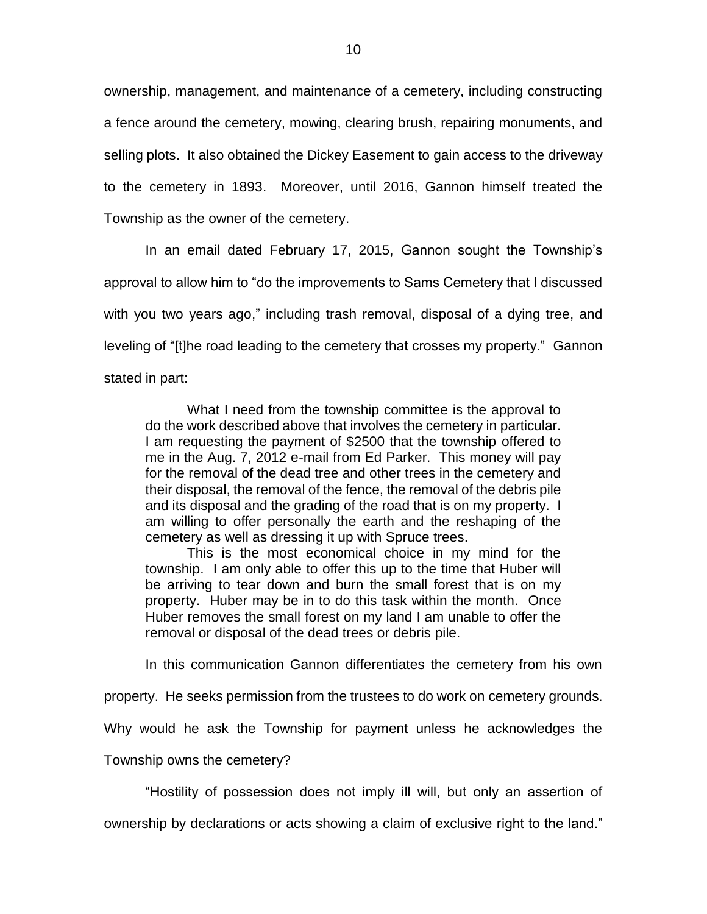ownership, management, and maintenance of a cemetery, including constructing a fence around the cemetery, mowing, clearing brush, repairing monuments, and selling plots. It also obtained the Dickey Easement to gain access to the driveway to the cemetery in 1893. Moreover, until 2016, Gannon himself treated the Township as the owner of the cemetery.

In an email dated February 17, 2015, Gannon sought the Township's approval to allow him to "do the improvements to Sams Cemetery that I discussed with you two years ago," including trash removal, disposal of a dying tree, and leveling of "[t]he road leading to the cemetery that crosses my property." Gannon stated in part:

> What I need from the township committee is the approval to do the work described above that involves the cemetery in particular. I am requesting the payment of $2500 that the township offered to me in the Aug. 7, 2012 e-mail from Ed Parker. This money will pay for the removal of the dead tree and other trees in the cemetery and their disposal, the removal of the fence, the removal of the debris pile and its disposal and the grading of the road that is on my property. I am willing to offer personally the earth and the reshaping of the cemetery as well as dressing it up with Spruce trees.
>
> This is the most economical choice in my mind for the township. I am only able to offer this up to the time that Huber will be arriving to tear down and burn the small forest that is on my property. Huber may be in to do this task within the month. Once Huber removes the small forest on my land I am unable to offer the removal or disposal of the dead trees or debris pile.

In this communication Gannon differentiates the cemetery from his own property. He seeks permission from the trustees to do work on cemetery grounds. Why would he ask the Township for payment unless he acknowledges the Township owns the cemetery?

"Hostility of possession does not imply ill will, but only an assertion of ownership by declarations or acts showing a claim of exclusive right to the land."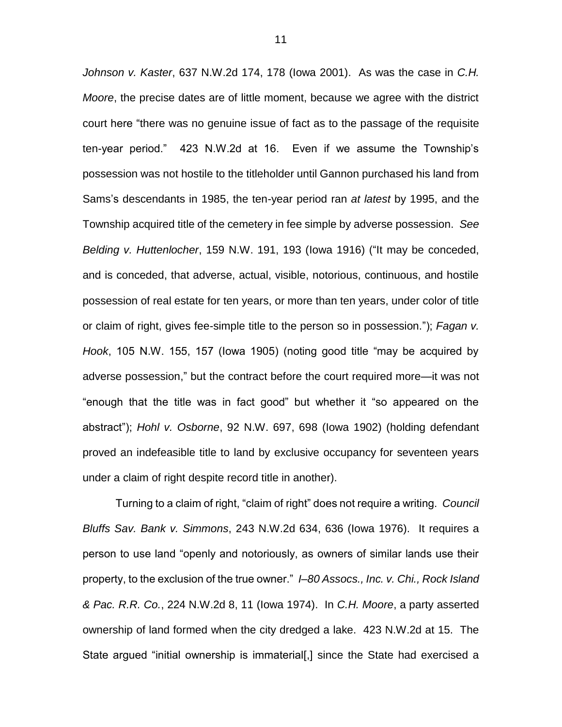*Johnson v. Kaster*, 637 N.W.2d 174, 178 (Iowa 2001). As was the case in *C.H. Moore*, the precise dates are of little moment, because we agree with the district court here "there was no genuine issue of fact as to the passage of the requisite ten-year period." 423 N.W.2d at 16. Even if we assume the Township's possession was not hostile to the titleholder until Gannon purchased his land from Sams's descendants in 1985, the ten-year period ran *at latest* by 1995, and the Township acquired title of the cemetery in fee simple by adverse possession. *See Belding v. Huttenlocher*, 159 N.W. 191, 193 (Iowa 1916) ("It may be conceded, and is conceded, that adverse, actual, visible, notorious, continuous, and hostile possession of real estate for ten years, or more than ten years, under color of title or claim of right, gives fee-simple title to the person so in possession."); *Fagan v. Hook*, 105 N.W. 155, 157 (Iowa 1905) (noting good title "may be acquired by adverse possession," but the contract before the court required more—it was not "enough that the title was in fact good" but whether it "so appeared on the abstract"); *Hohl v. Osborne*, 92 N.W. 697, 698 (Iowa 1902) (holding defendant proved an indefeasible title to land by exclusive occupancy for seventeen years under a claim of right despite record title in another).

Turning to a claim of right, "claim of right" does not require a writing. *Council Bluffs Sav. Bank v. Simmons*, 243 N.W.2d 634, 636 (Iowa 1976). It requires a person to use land "openly and notoriously, as owners of similar lands use their property, to the exclusion of the true owner." *I–80 Assocs., Inc. v. Chi., Rock Island & Pac. R.R. Co.*, 224 N.W.2d 8, 11 (Iowa 1974). In *C.H. Moore*, a party asserted ownership of land formed when the city dredged a lake. 423 N.W.2d at 15. The State argued "initial ownership is immaterial[,] since the State had exercised a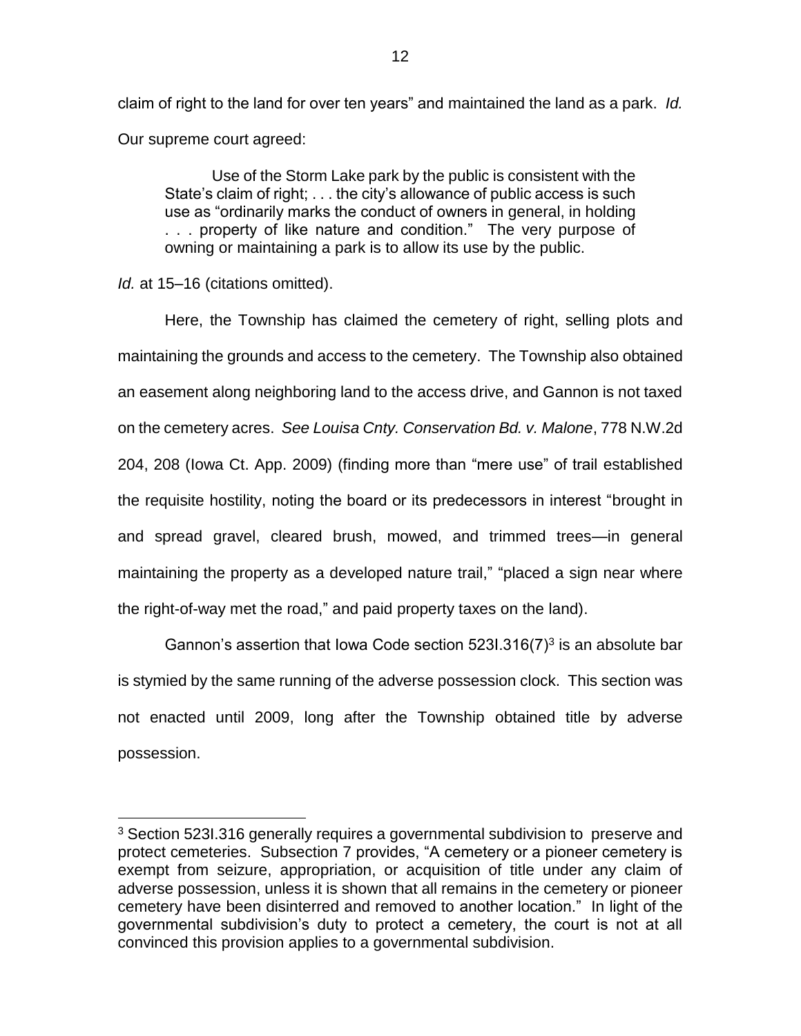claim of right to the land for over ten years" and maintained the land as a park. *Id.* Our supreme court agreed:

> Use of the Storm Lake park by the public is consistent with the State's claim of right; . . . the city's allowance of public access is such use as "ordinarily marks the conduct of owners in general, in holding . . . property of like nature and condition." The very purpose of owning or maintaining a park is to allow its use by the public.

*Id.* at 15–16 (citations omitted).

Here, the Township has claimed the cemetery of right, selling plots and maintaining the grounds and access to the cemetery. The Township also obtained an easement along neighboring land to the access drive, and Gannon is not taxed on the cemetery acres. *See Louisa Cnty. Conservation Bd. v. Malone*, 778 N.W.2d 204, 208 (Iowa Ct. App. 2009) (finding more than "mere use" of trail established the requisite hostility, noting the board or its predecessors in interest "brought in and spread gravel, cleared brush, mowed, and trimmed trees—in general maintaining the property as a developed nature trail," "placed a sign near where the right-of-way met the road," and paid property taxes on the land).

Gannon's assertion that Iowa Code section 523I.316(7)[3] is an absolute bar is stymied by the same running of the adverse possession clock. This section was not enacted until 2009, long after the Township obtained title by adverse possession.

---

[3] Section 523I.316 generally requires a governmental subdivision to preserve and protect cemeteries. Subsection 7 provides, "A cemetery or a pioneer cemetery is exempt from seizure, appropriation, or acquisition of title under any claim of adverse possession, unless it is shown that all remains in the cemetery or pioneer cemetery have been disinterred and removed to another location." In light of the governmental subdivision's duty to protect a cemetery, the court is not at all convinced this provision applies to a governmental subdivision.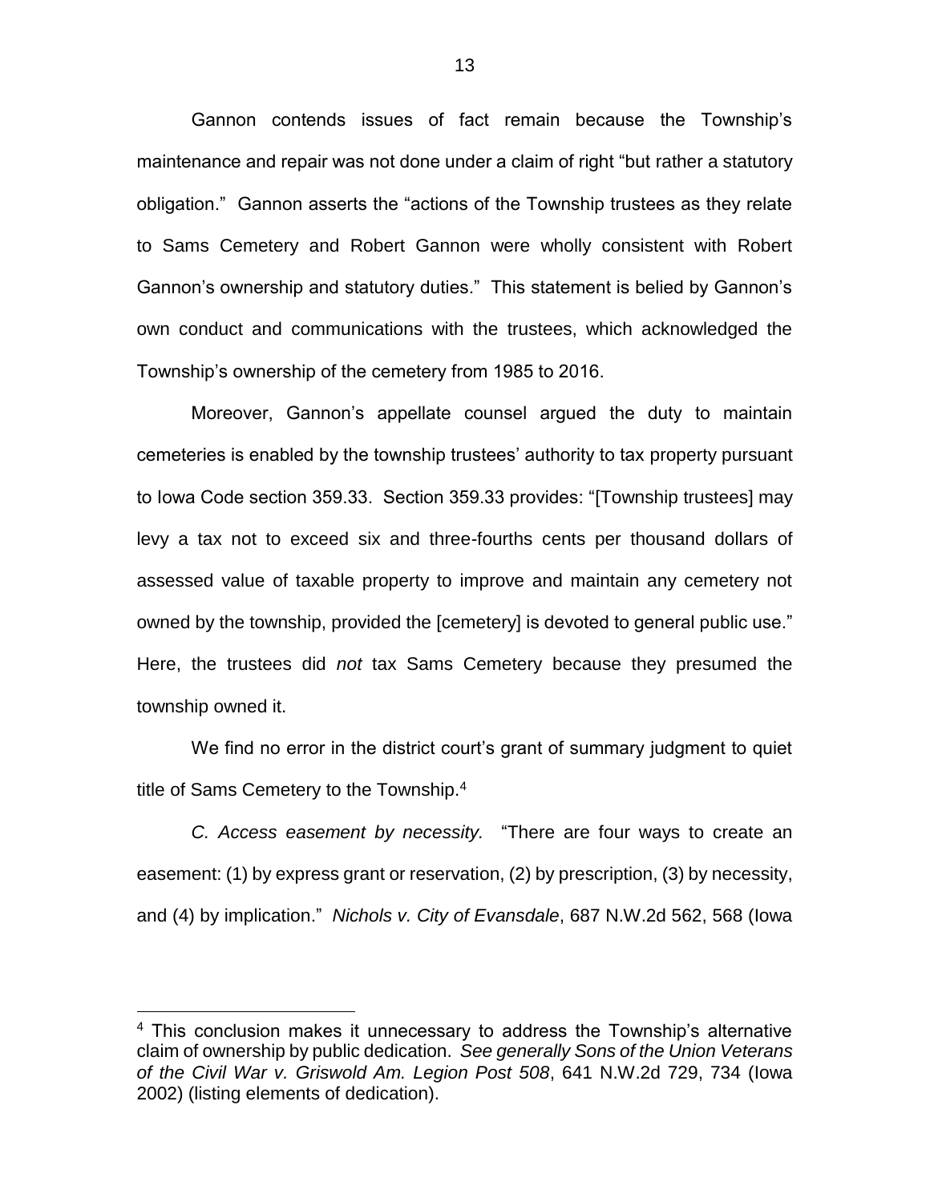Gannon contends issues of fact remain because the Township's maintenance and repair was not done under a claim of right "but rather a statutory obligation." Gannon asserts the "actions of the Township trustees as they relate to Sams Cemetery and Robert Gannon were wholly consistent with Robert Gannon's ownership and statutory duties." This statement is belied by Gannon's own conduct and communications with the trustees, which acknowledged the Township's ownership of the cemetery from 1985 to 2016.

Moreover, Gannon's appellate counsel argued the duty to maintain cemeteries is enabled by the township trustees' authority to tax property pursuant to Iowa Code section 359.33. Section 359.33 provides: "[Township trustees] may levy a tax not to exceed six and three-fourths cents per thousand dollars of assessed value of taxable property to improve and maintain any cemetery not owned by the township, provided the [cemetery] is devoted to general public use." Here, the trustees did *not* tax Sams Cemetery because they presumed the township owned it.

We find no error in the district court's grant of summary judgment to quiet title of Sams Cemetery to the Township.[4]

*C. Access easement by necessity.* "There are four ways to create an easement: (1) by express grant or reservation, (2) by prescription, (3) by necessity, and (4) by implication." *Nichols v. City of Evansdale*, 687 N.W.2d 562, 568 (Iowa

---

[4] This conclusion makes it unnecessary to address the Township's alternative claim of ownership by public dedication. *See generally Sons of the Union Veterans of the Civil War v. Griswold Am. Legion Post 508*, 641 N.W.2d 729, 734 (Iowa 2002) (listing elements of dedication).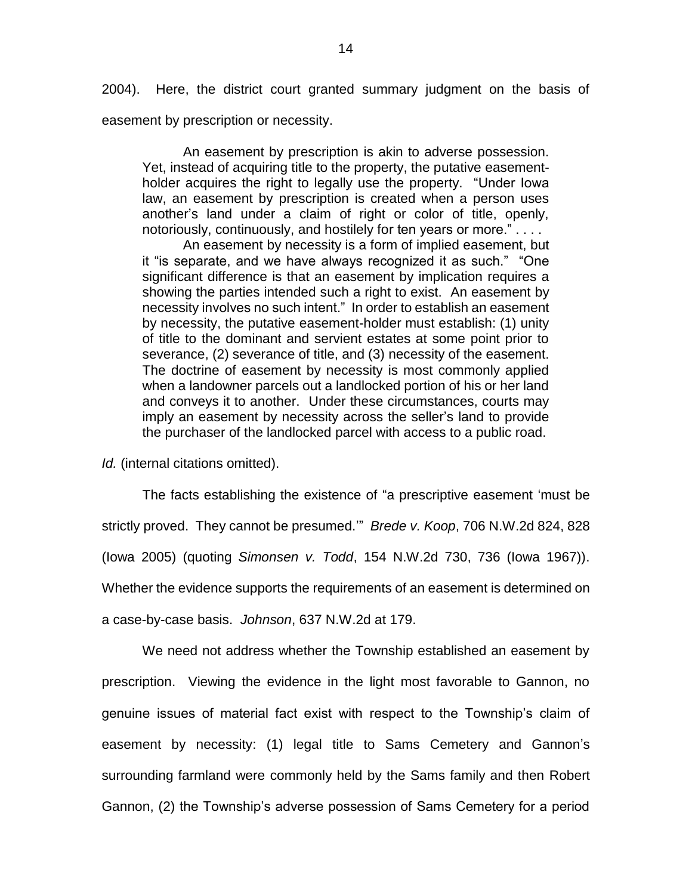2004). Here, the district court granted summary judgment on the basis of easement by prescription or necessity.

> An easement by prescription is akin to adverse possession. Yet, instead of acquiring title to the property, the putative easement-holder acquires the right to legally use the property. "Under Iowa law, an easement by prescription is created when a person uses another's land under a claim of right or color of title, openly, notoriously, continuously, and hostilely for ten years or more." . . . .
>
> An easement by necessity is a form of implied easement, but it "is separate, and we have always recognized it as such." "One significant difference is that an easement by implication requires a showing the parties intended such a right to exist. An easement by necessity involves no such intent." In order to establish an easement by necessity, the putative easement-holder must establish: (1) unity of title to the dominant and servient estates at some point prior to severance, (2) severance of title, and (3) necessity of the easement. The doctrine of easement by necessity is most commonly applied when a landowner parcels out a landlocked portion of his or her land and conveys it to another. Under these circumstances, courts may imply an easement by necessity across the seller's land to provide the purchaser of the landlocked parcel with access to a public road.

*Id.* (internal citations omitted).

The facts establishing the existence of "a prescriptive easement 'must be strictly proved. They cannot be presumed.'" *Brede v. Koop*, 706 N.W.2d 824, 828 (Iowa 2005) (quoting *Simonsen v. Todd*, 154 N.W.2d 730, 736 (Iowa 1967)). Whether the evidence supports the requirements of an easement is determined on a case-by-case basis. *Johnson*, 637 N.W.2d at 179.

We need not address whether the Township established an easement by prescription. Viewing the evidence in the light most favorable to Gannon, no genuine issues of material fact exist with respect to the Township's claim of easement by necessity: (1) legal title to Sams Cemetery and Gannon's surrounding farmland were commonly held by the Sams family and then Robert Gannon, (2) the Township's adverse possession of Sams Cemetery for a period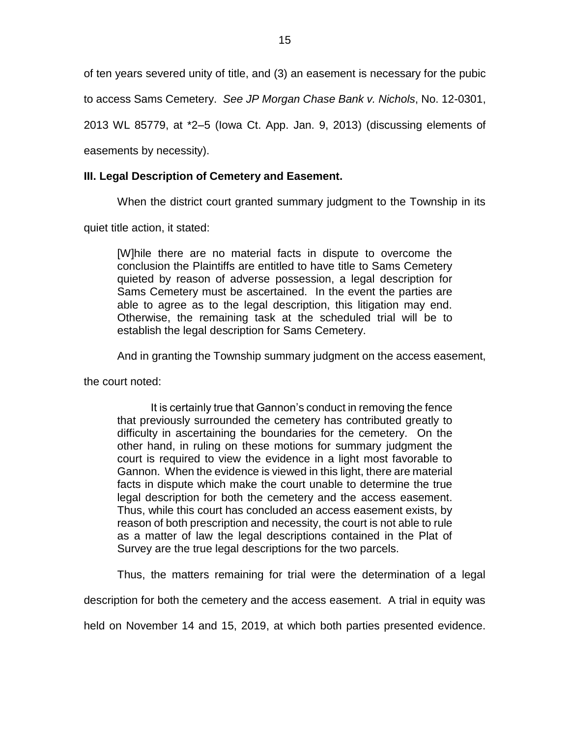of ten years severed unity of title, and (3) an easement is necessary for the pubic to access Sams Cemetery. *See JP Morgan Chase Bank v. Nichols*, No. 12-0301, 2013 WL 85779, at *2–5 (Iowa Ct. App. Jan. 9, 2013) (discussing elements of easements by necessity).

### III. Legal Description of Cemetery and Easement.

When the district court granted summary judgment to the Township in its quiet title action, it stated:

> [W]hile there are no material facts in dispute to overcome the conclusion the Plaintiffs are entitled to have title to Sams Cemetery quieted by reason of adverse possession, a legal description for Sams Cemetery must be ascertained. In the event the parties are able to agree as to the legal description, this litigation may end. Otherwise, the remaining task at the scheduled trial will be to establish the legal description for Sams Cemetery.

And in granting the Township summary judgment on the access easement, the court noted:

> It is certainly true that Gannon's conduct in removing the fence that previously surrounded the cemetery has contributed greatly to difficulty in ascertaining the boundaries for the cemetery. On the other hand, in ruling on these motions for summary judgment the court is required to view the evidence in a light most favorable to Gannon. When the evidence is viewed in this light, there are material facts in dispute which make the court unable to determine the true legal description for both the cemetery and the access easement. Thus, while this court has concluded an access easement exists, by reason of both prescription and necessity, the court is not able to rule as a matter of law the legal descriptions contained in the Plat of Survey are the true legal descriptions for the two parcels.

Thus, the matters remaining for trial were the determination of a legal description for both the cemetery and the access easement. A trial in equity was held on November 14 and 15, 2019, at which both parties presented evidence.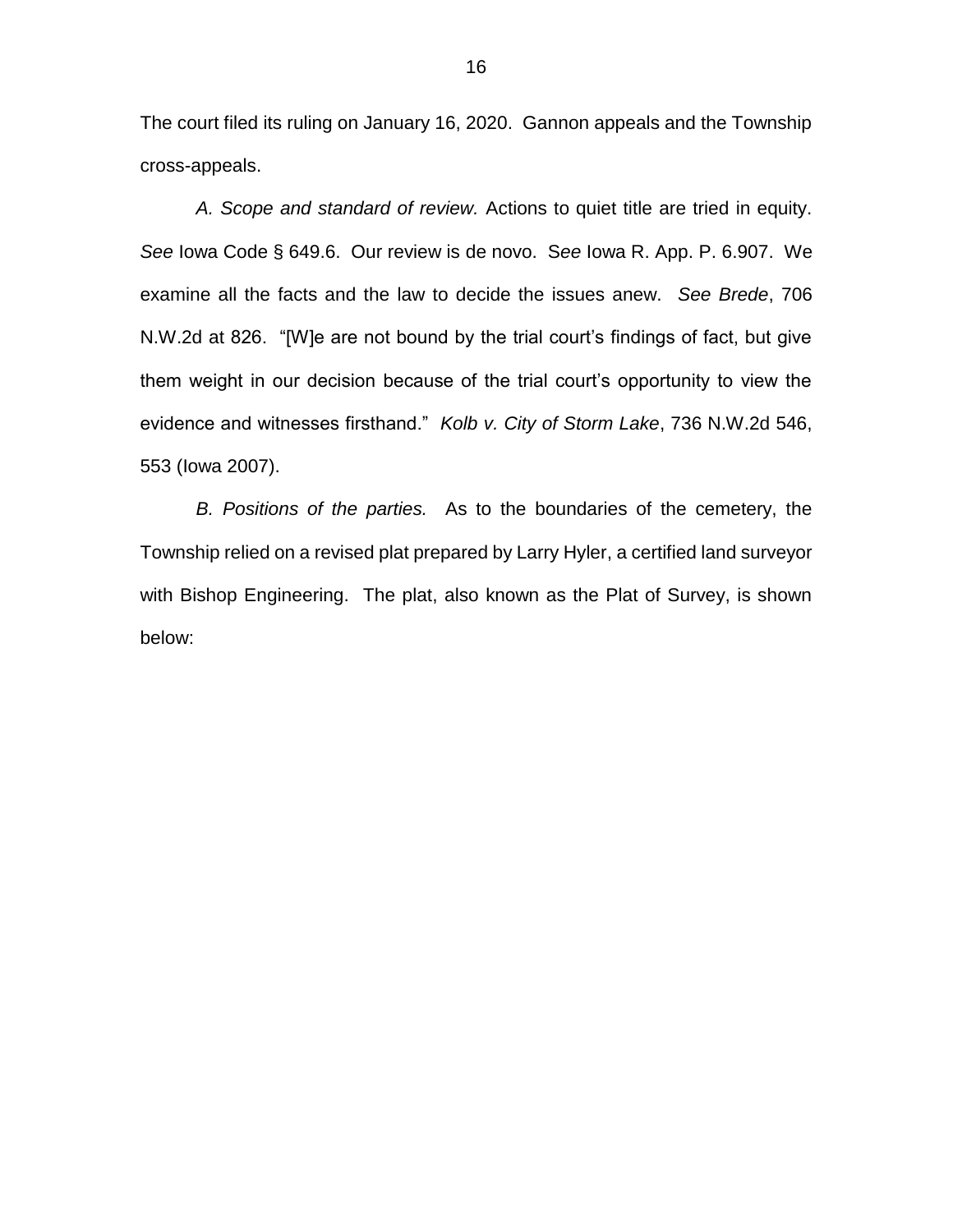The court filed its ruling on January 16, 2020. Gannon appeals and the Township cross-appeals.

*A. Scope and standard of review.* Actions to quiet title are tried in equity. *See* Iowa Code § 649.6. Our review is de novo. *See* Iowa R. App. P. 6.907. We examine all the facts and the law to decide the issues anew. *See Brede*, 706 N.W.2d at 826. "[W]e are not bound by the trial court's findings of fact, but give them weight in our decision because of the trial court's opportunity to view the evidence and witnesses firsthand." *Kolb v. City of Storm Lake*, 736 N.W.2d 546, 553 (Iowa 2007).

*B. Positions of the parties.* As to the boundaries of the cemetery, the Township relied on a revised plat prepared by Larry Hyler, a certified land surveyor with Bishop Engineering. The plat, also known as the Plat of Survey, is shown below: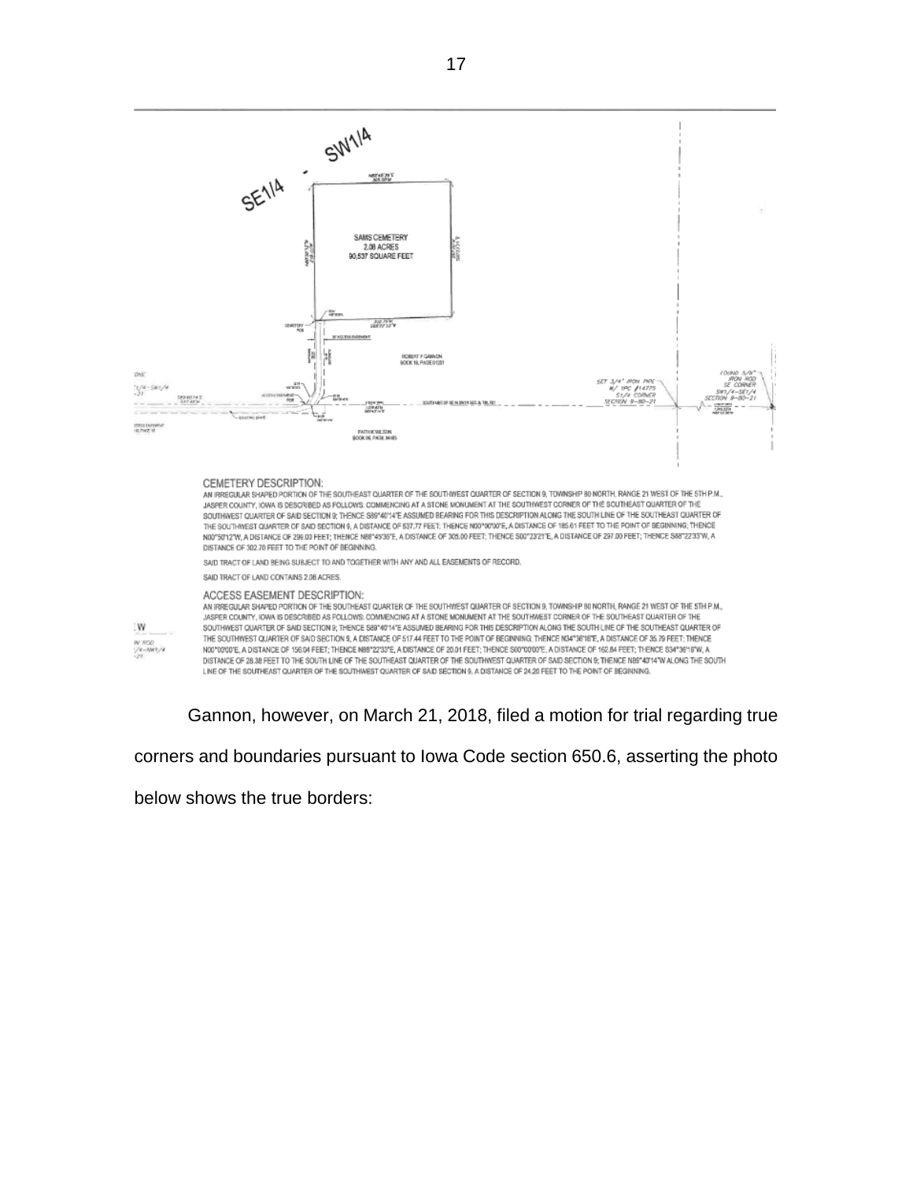CEMETERY DESCRIPTION:
AN IRREGULAR SHAPED PORTION OF THE SOUTHEAST QUARTER OF THE SOUTHWEST QUARTER OF SECTION 9, TOWNSHIP 80 NORTH, RANGE 21 WEST OF THE 5TH P.M., JASPER COUNTY, IOWA IS DESCRIBED AS FOLLOWS: COMMENCING AT A STONE MONUMENT AT THE SOUTHWEST CORNER OF THE SOUTHEAST QUARTER OF THE SOUTHWEST QUARTER OF SAID SECTION 9; THENCE S89°40'14"E ASSUMED BEARING FOR THIS DESCRIPTION ALONG THE SOUTH LINE OF THE SOUTHEAST QUARTER OF THE SOUTHWEST QUARTER OF SAID SECTION 9, A DISTANCE OF 537.77 FEET; THENCE N00°00'00"E, A DISTANCE OF 185.61 FEET TO THE POINT OF BEGINNING; THENCE N00°50'12"W, A DISTANCE OF 299.00 FEET; THENCE N88°45'36"E, A DISTANCE OF 305.00 FEET; THENCE S00°23'21"E, A DISTANCE OF 297.00 FEET; THENCE S88°22'33"W, A DISTANCE OF 302.70 FEET TO THE POINT OF BEGINNING.

SAID TRACT OF LAND BEING SUBJECT TO AND TOGETHER WITH ANY AND ALL EASEMENTS OF RECORD.

SAID TRACT OF LAND CONTAINS 2.08 ACRES.

ACCESS EASEMENT DESCRIPTION:
AN IRREGULAR SHAPED PORTION OF THE SOUTHEAST QUARTER OF THE SOUTHWEST QUARTER OF SECTION 9, TOWNSHIP 80 NORTH, RANGE 21 WEST OF THE 5TH P.M., JASPER COUNTY, IOWA IS DESCRIBED AS FOLLOWS: COMMENCING AT A STONE MONUMENT AT THE SOUTHWEST CORNER OF THE SOUTHEAST QUARTER OF THE SOUTHWEST QUARTER OF SAID SECTION 9; THENCE S89°40'14"E ASSUMED BEARING FOR THIS DESCRIPTION ALONG THE SOUTH LINE OF THE SOUTHEAST QUARTER OF THE SOUTHWEST QUARTER OF SAID SECTION 9, A DISTANCE OF 517.44 FEET TO THE POINT OF BEGINNING; THENCE N34°36'16"E, A DISTANCE OF 35.79 FEET; THENCE N00°00'00"E, A DISTANCE OF 156.04 FEET; THENCE N88°22'33"E, A DISTANCE OF 20.01 FEET; THENCE S00°00'00"E, A DISTANCE OF 162.84 FEET; THENCE S34°36'16"W, A DISTANCE OF 28.38 FEET TO THE SOUTH LINE OF THE SOUTHEAST QUARTER OF THE SOUTHWEST QUARTER OF SAID SECTION 9; THENCE N89°40'14"W ALONG THE SOUTH LINE OF THE SOUTHEAST QUARTER OF THE SOUTHWEST QUARTER OF SAID SECTION 9, A DISTANCE OF 24.20 FEET TO THE POINT OF BEGINNING.

Gannon, however, on March 21, 2018, filed a motion for trial regarding true corners and boundaries pursuant to Iowa Code section 650.6, asserting the photo below shows the true borders: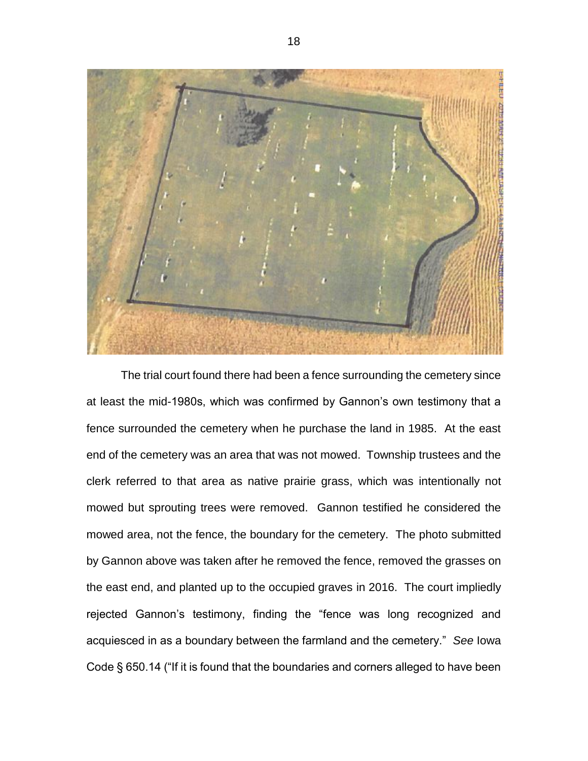The trial court found there had been a fence surrounding the cemetery since at least the mid-1980s, which was confirmed by Gannon's own testimony that a fence surrounded the cemetery when he purchase the land in 1985. At the east end of the cemetery was an area that was not mowed. Township trustees and the clerk referred to that area as native prairie grass, which was intentionally not mowed but sprouting trees were removed. Gannon testified he considered the mowed area, not the fence, the boundary for the cemetery. The photo submitted by Gannon above was taken after he removed the fence, removed the grasses on the east end, and planted up to the occupied graves in 2016. The court impliedly rejected Gannon's testimony, finding the "fence was long recognized and acquiesced in as a boundary between the farmland and the cemetery." *See* Iowa Code § 650.14 ("If it is found that the boundaries and corners alleged to have been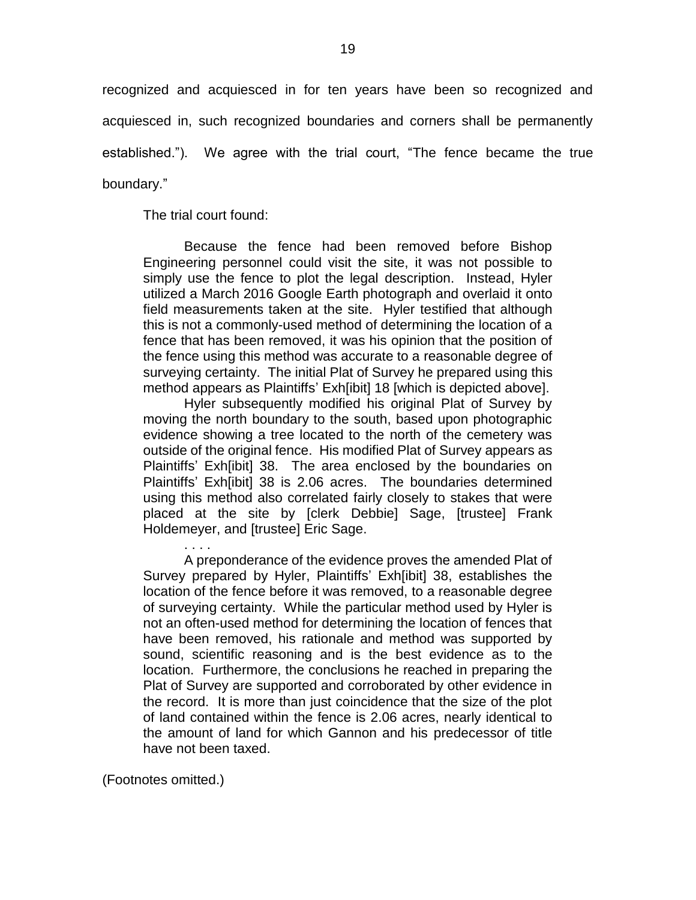recognized and acquiesced in for ten years have been so recognized and acquiesced in, such recognized boundaries and corners shall be permanently established."). We agree with the trial court, "The fence became the true boundary."

The trial court found:

> Because the fence had been removed before Bishop Engineering personnel could visit the site, it was not possible to simply use the fence to plot the legal description. Instead, Hyler utilized a March 2016 Google Earth photograph and overlaid it onto field measurements taken at the site. Hyler testified that although this is not a commonly-used method of determining the location of a fence that has been removed, it was his opinion that the position of the fence using this method was accurate to a reasonable degree of surveying certainty. The initial Plat of Survey he prepared using this method appears as Plaintiffs' Exh[ibit] 18 [which is depicted above].
>
> Hyler subsequently modified his original Plat of Survey by moving the north boundary to the south, based upon photographic evidence showing a tree located to the north of the cemetery was outside of the original fence. His modified Plat of Survey appears as Plaintiffs' Exh[ibit] 38. The area enclosed by the boundaries on Plaintiffs' Exh[ibit] 38 is 2.06 acres. The boundaries determined using this method also correlated fairly closely to stakes that were placed at the site by [clerk Debbie] Sage, [trustee] Frank Holdemeyer, and [trustee] Eric Sage.
>
> . . . .
>
> A preponderance of the evidence proves the amended Plat of Survey prepared by Hyler, Plaintiffs' Exh[ibit] 38, establishes the location of the fence before it was removed, to a reasonable degree of surveying certainty. While the particular method used by Hyler is not an often-used method for determining the location of fences that have been removed, his rationale and method was supported by sound, scientific reasoning and is the best evidence as to the location. Furthermore, the conclusions he reached in preparing the Plat of Survey are supported and corroborated by other evidence in the record. It is more than just coincidence that the size of the plot of land contained within the fence is 2.06 acres, nearly identical to the amount of land for which Gannon and his predecessor of title have not been taxed.

(Footnotes omitted.)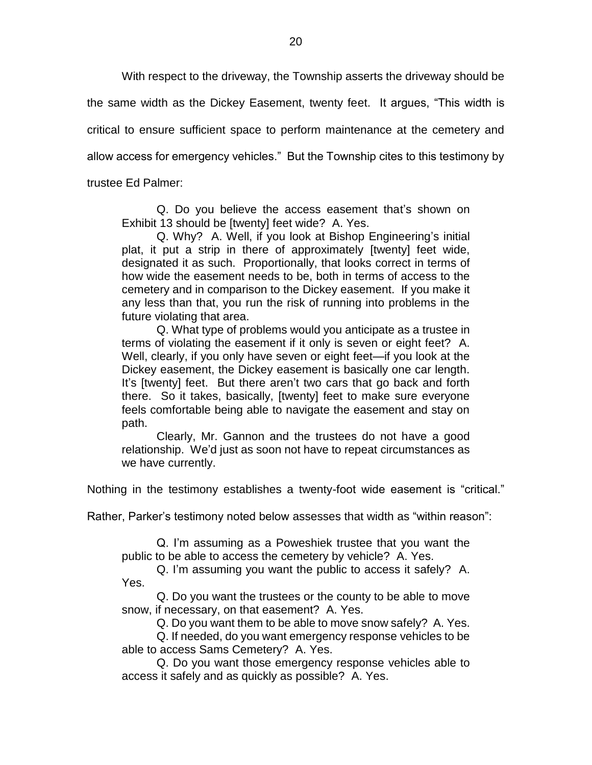With respect to the driveway, the Township asserts the driveway should be the same width as the Dickey Easement, twenty feet. It argues, "This width is critical to ensure sufficient space to perform maintenance at the cemetery and allow access for emergency vehicles." But the Township cites to this testimony by trustee Ed Palmer:

> Q. Do you believe the access easement that's shown on Exhibit 13 should be [twenty] feet wide? A. Yes.
>
> Q. Why? A. Well, if you look at Bishop Engineering's initial plat, it put a strip in there of approximately [twenty] feet wide, designated it as such. Proportionally, that looks correct in terms of how wide the easement needs to be, both in terms of access to the cemetery and in comparison to the Dickey easement. If you make it any less than that, you run the risk of running into problems in the future violating that area.
>
> Q. What type of problems would you anticipate as a trustee in terms of violating the easement if it only is seven or eight feet? A. Well, clearly, if you only have seven or eight feet—if you look at the Dickey easement, the Dickey easement is basically one car length. It's [twenty] feet. But there aren't two cars that go back and forth there. So it takes, basically, [twenty] feet to make sure everyone feels comfortable being able to navigate the easement and stay on path.
>
> Clearly, Mr. Gannon and the trustees do not have a good relationship. We'd just as soon not have to repeat circumstances as we have currently.

Nothing in the testimony establishes a twenty-foot wide easement is "critical." Rather, Parker's testimony noted below assesses that width as "within reason":

> Q. I'm assuming as a Poweshiek trustee that you want the public to be able to access the cemetery by vehicle? A. Yes.
>
> Q. I'm assuming you want the public to access it safely? A. Yes.
>
> Q. Do you want the trustees or the county to be able to move snow, if necessary, on that easement? A. Yes.
>
> Q. Do you want them to be able to move snow safely? A. Yes.
>
> Q. If needed, do you want emergency response vehicles to be able to access Sams Cemetery? A. Yes.
>
> Q. Do you want those emergency response vehicles able to access it safely and as quickly as possible? A. Yes.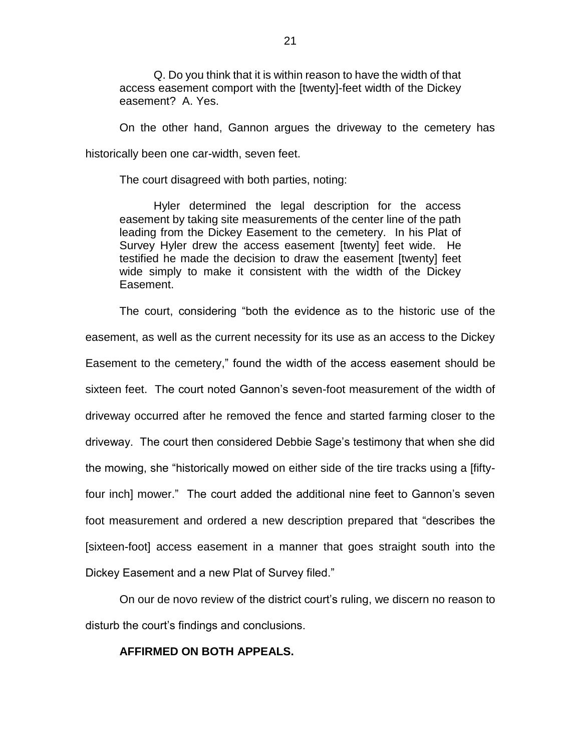> Q. Do you think that it is within reason to have the width of that access easement comport with the [twenty]-feet width of the Dickey easement? A. Yes.

On the other hand, Gannon argues the driveway to the cemetery has historically been one car-width, seven feet.

The court disagreed with both parties, noting:

> Hyler determined the legal description for the access easement by taking site measurements of the center line of the path leading from the Dickey Easement to the cemetery. In his Plat of Survey Hyler drew the access easement [twenty] feet wide. He testified he made the decision to draw the easement [twenty] feet wide simply to make it consistent with the width of the Dickey Easement.

The court, considering "both the evidence as to the historic use of the easement, as well as the current necessity for its use as an access to the Dickey Easement to the cemetery," found the width of the access easement should be sixteen feet. The court noted Gannon's seven-foot measurement of the width of driveway occurred after he removed the fence and started farming closer to the driveway. The court then considered Debbie Sage's testimony that when she did the mowing, she "historically mowed on either side of the tire tracks using a [fifty-four inch] mower." The court added the additional nine feet to Gannon's seven foot measurement and ordered a new description prepared that "describes the [sixteen-foot] access easement in a manner that goes straight south into the Dickey Easement and a new Plat of Survey filed."

On our de novo review of the district court's ruling, we discern no reason to disturb the court's findings and conclusions.

**AFFIRMED ON BOTH APPEALS.**